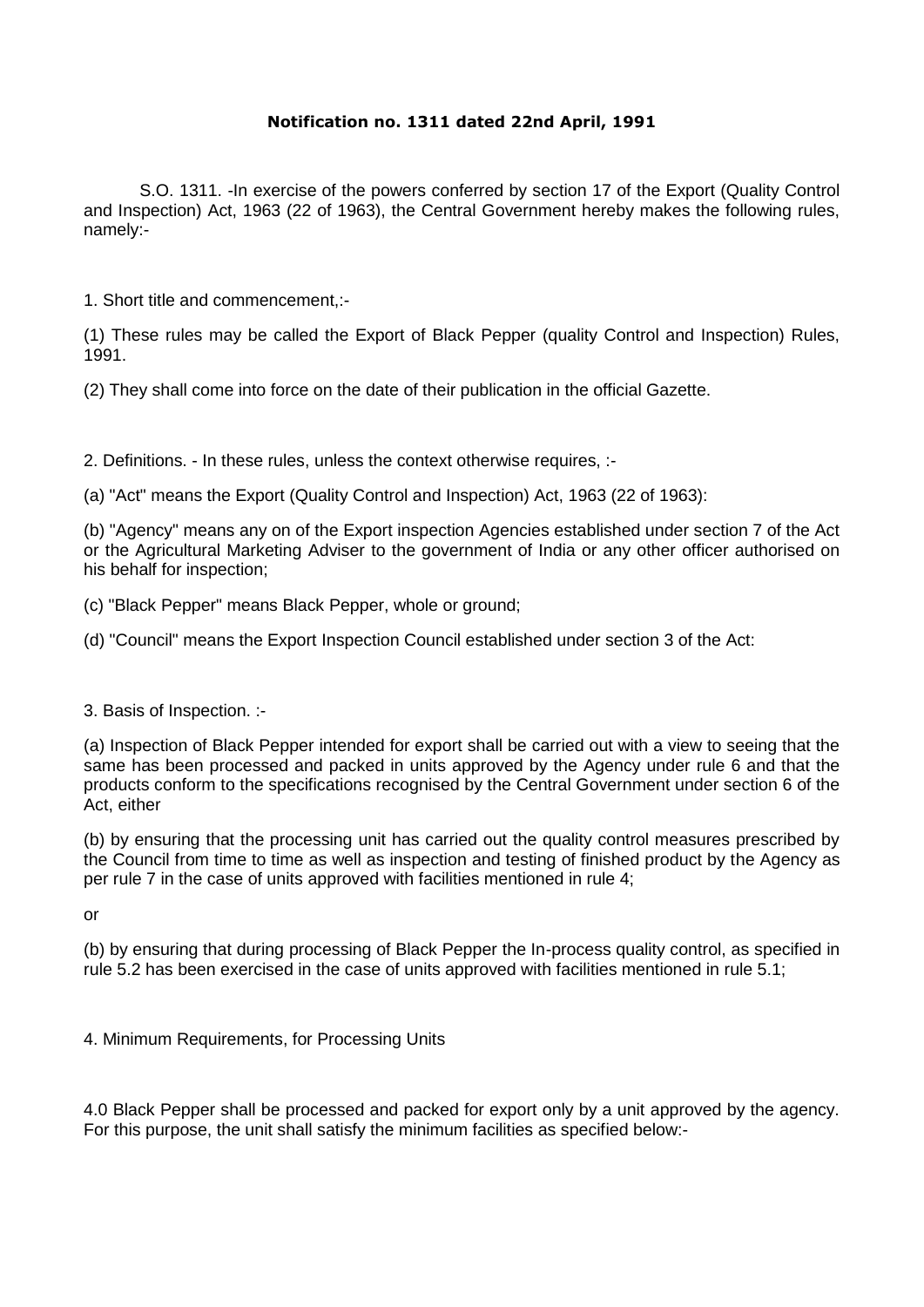**Notification no. 1311 dated 22nd April, 1991**

S.O. 1311. -In exercise of the powers conferred by section 17 of the Export (Quality Control and Inspection) Act, 1963 (22 of 1963), the Central Government hereby makes the following rules, namely:-

1. Short title and commencement,:-

(1) These rules may be called the Export of Black Pepper (quality Control and Inspection) Rules, 1991.

(2) They shall come into force on the date of their publication in the official Gazette.

2. Definitions. - In these rules, unless the context otherwise requires, :-

(a) "Act" means the Export (Quality Control and Inspection) Act, 1963 (22 of 1963):

(b) "Agency" means any on of the Export inspection Agencies established under section 7 of the Act or the Agricultural Marketing Adviser to the government of India or any other officer authorised on his behalf for inspection;

(c) "Black Pepper" means Black Pepper, whole or ground;

(d) "Council" means the Export Inspection Council established under section 3 of the Act:

3. Basis of Inspection. :-

(a) Inspection of Black Pepper intended for export shall be carried out with a view to seeing that the same has been processed and packed in units approved by the Agency under rule 6 and that the products conform to the specifications recognised by the Central Government under section 6 of the Act, either

(b) by ensuring that the processing unit has carried out the quality control measures prescribed by the Council from time to time as well as inspection and testing of finished product by the Agency as per rule 7 in the case of units approved with facilities mentioned in rule 4;

or

(b) by ensuring that during processing of Black Pepper the In-process quality control, as specified in rule 5.2 has been exercised in the case of units approved with facilities mentioned in rule 5.1;

4. Minimum Requirements, for Processing Units

4.0 Black Pepper shall be processed and packed for export only by a unit approved by the agency. For this purpose, the unit shall satisfy the minimum facilities as specified below:-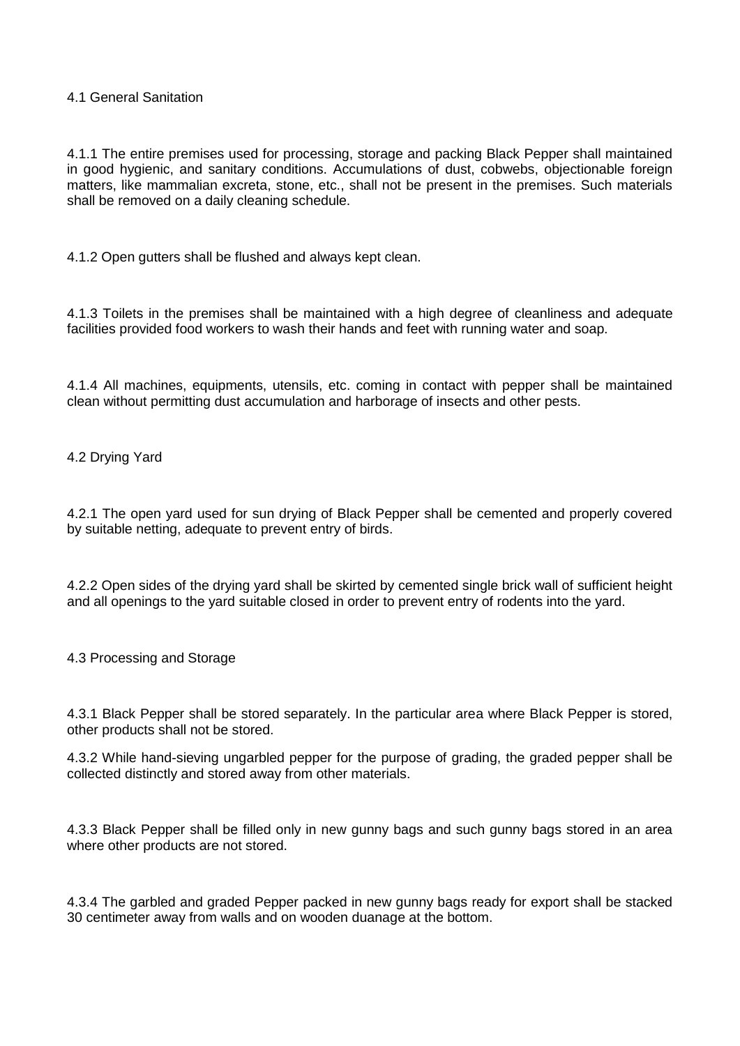## 4.1 General Sanitation

4.1.1 The entire premises used for processing, storage and packing Black Pepper shall maintained in good hygienic, and sanitary conditions. Accumulations of dust, cobwebs, objectionable foreign matters, like mammalian excreta, stone, etc., shall not be present in the premises. Such materials shall be removed on a daily cleaning schedule.

4.1.2 Open gutters shall be flushed and always kept clean.

4.1.3 Toilets in the premises shall be maintained with a high degree of cleanliness and adequate facilities provided food workers to wash their hands and feet with running water and soap.

4.1.4 All machines, equipments, utensils, etc. coming in contact with pepper shall be maintained clean without permitting dust accumulation and harborage of insects and other pests.

## 4.2 Drying Yard

4.2.1 The open yard used for sun drying of Black Pepper shall be cemented and properly covered by suitable netting, adequate to prevent entry of birds.

4.2.2 Open sides of the drying yard shall be skirted by cemented single brick wall of sufficient height and all openings to the yard suitable closed in order to prevent entry of rodents into the yard.

## 4.3 Processing and Storage

4.3.1 Black Pepper shall be stored separately. In the particular area where Black Pepper is stored, other products shall not be stored.

4.3.2 While hand-sieving ungarbled pepper for the purpose of grading, the graded pepper shall be collected distinctly and stored away from other materials.

4.3.3 Black Pepper shall be filled only in new gunny bags and such gunny bags stored in an area where other products are not stored.

4.3.4 The garbled and graded Pepper packed in new gunny bags ready for export shall be stacked 30 centimeter away from walls and on wooden duanage at the bottom.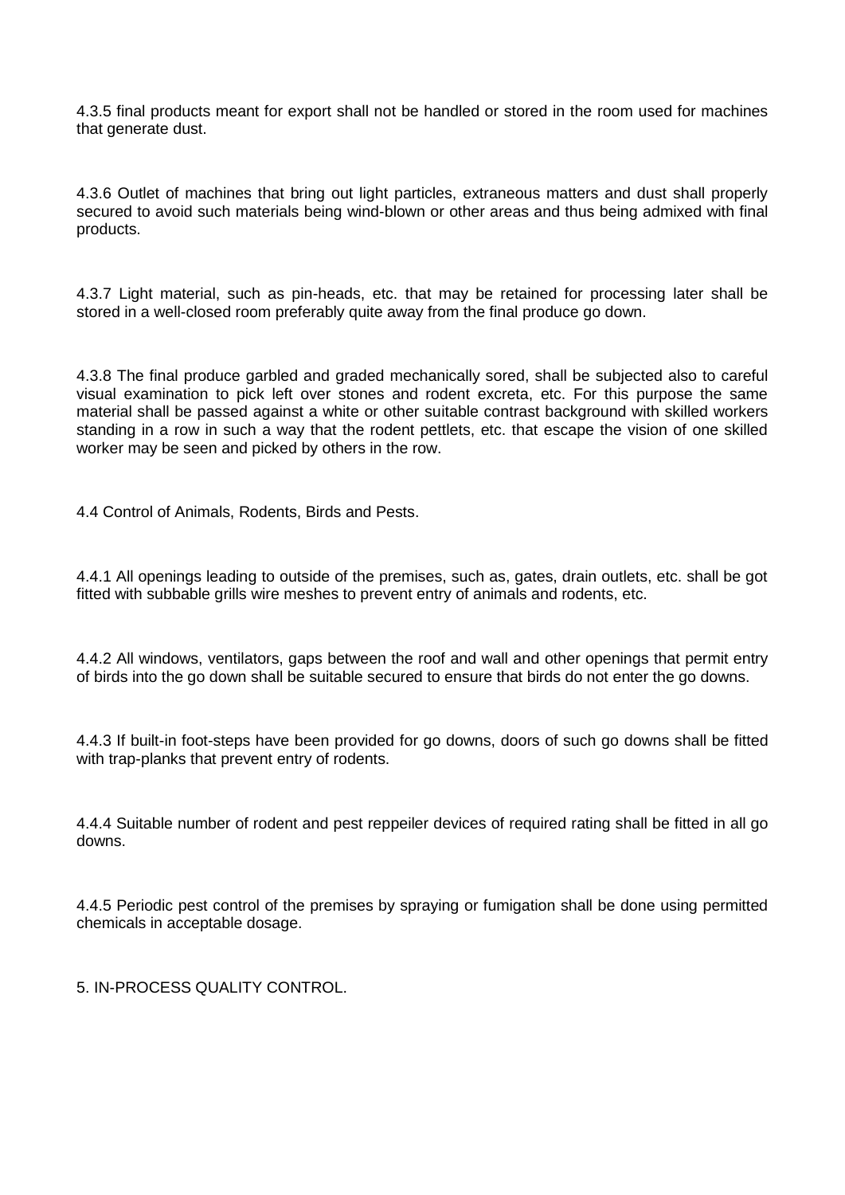4.3.5 final products meant for export shall not be handled or stored in the room used for machines that generate dust.

4.3.6 Outlet of machines that bring out light particles, extraneous matters and dust shall properly secured to avoid such materials being wind-blown or other areas and thus being admixed with final products.

4.3.7 Light material, such as pin-heads, etc. that may be retained for processing later shall be stored in a well-closed room preferably quite away from the final produce go down.

4.3.8 The final produce garbled and graded mechanically sored, shall be subjected also to careful visual examination to pick left over stones and rodent excreta, etc. For this purpose the same material shall be passed against a white or other suitable contrast background with skilled workers standing in a row in such a way that the rodent pettlets, etc. that escape the vision of one skilled worker may be seen and picked by others in the row.

4.4 Control of Animals, Rodents, Birds and Pests.

4.4.1 All openings leading to outside of the premises, such as, gates, drain outlets, etc. shall be got fitted with subbable grills wire meshes to prevent entry of animals and rodents, etc.

4.4.2 All windows, ventilators, gaps between the roof and wall and other openings that permit entry of birds into the go down shall be suitable secured to ensure that birds do not enter the go downs.

4.4.3 If built-in foot-steps have been provided for go downs, doors of such go downs shall be fitted with trap-planks that prevent entry of rodents.

4.4.4 Suitable number of rodent and pest reppeiler devices of required rating shall be fitted in all go downs.

4.4.5 Periodic pest control of the premises by spraying or fumigation shall be done using permitted chemicals in acceptable dosage.

5. IN-PROCESS QUALITY CONTROL.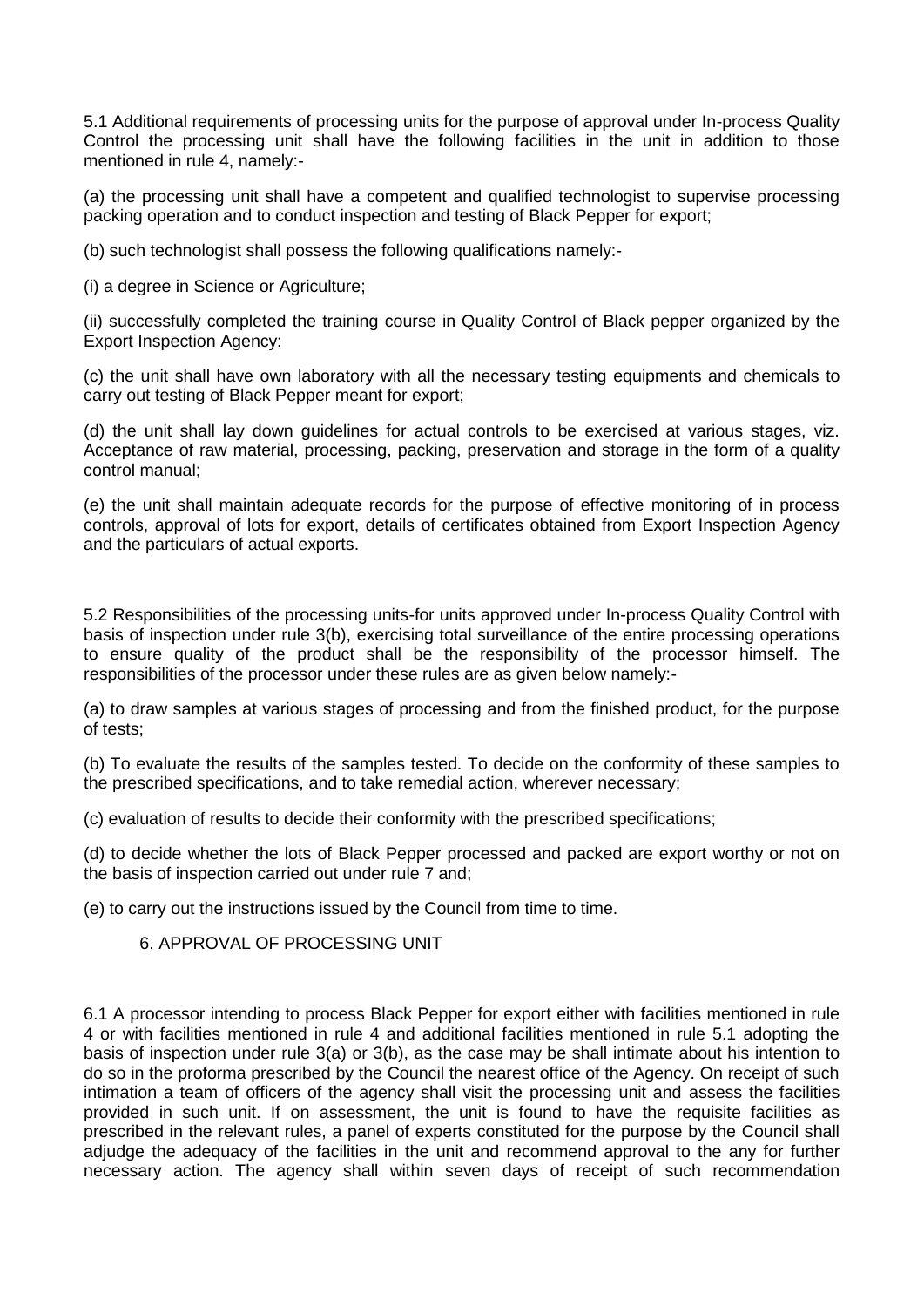5.1 Additional requirements of processing units for the purpose of approval under In-process Quality Control the processing unit shall have the following facilities in the unit in addition to those mentioned in rule 4, namely:-

(a) the processing unit shall have a competent and qualified technologist to supervise processing packing operation and to conduct inspection and testing of Black Pepper for export;

(b) such technologist shall possess the following qualifications namely:-

(i) a degree in Science or Agriculture;

(ii) successfully completed the training course in Quality Control of Black pepper organized by the Export Inspection Agency:

(c) the unit shall have own laboratory with all the necessary testing equipments and chemicals to carry out testing of Black Pepper meant for export;

(d) the unit shall lay down guidelines for actual controls to be exercised at various stages, viz. Acceptance of raw material, processing, packing, preservation and storage in the form of a quality control manual;

(e) the unit shall maintain adequate records for the purpose of effective monitoring of in process controls, approval of lots for export, details of certificates obtained from Export Inspection Agency and the particulars of actual exports.

5.2 Responsibilities of the processing units-for units approved under In-process Quality Control with basis of inspection under rule 3(b), exercising total surveillance of the entire processing operations to ensure quality of the product shall be the responsibility of the processor himself. The responsibilities of the processor under these rules are as given below namely:-

(a) to draw samples at various stages of processing and from the finished product, for the purpose of tests;

(b) To evaluate the results of the samples tested. To decide on the conformity of these samples to the prescribed specifications, and to take remedial action, wherever necessary;

(c) evaluation of results to decide their conformity with the prescribed specifications;

(d) to decide whether the lots of Black Pepper processed and packed are export worthy or not on the basis of inspection carried out under rule 7 and;

(e) to carry out the instructions issued by the Council from time to time.

## 6. APPROVAL OF PROCESSING UNIT

6.1 A processor intending to process Black Pepper for export either with facilities mentioned in rule 4 or with facilities mentioned in rule 4 and additional facilities mentioned in rule 5.1 adopting the basis of inspection under rule 3(a) or 3(b), as the case may be shall intimate about his intention to do so in the proforma prescribed by the Council the nearest office of the Agency. On receipt of such intimation a team of officers of the agency shall visit the processing unit and assess the facilities provided in such unit. If on assessment, the unit is found to have the requisite facilities as prescribed in the relevant rules, a panel of experts constituted for the purpose by the Council shall adjudge the adequacy of the facilities in the unit and recommend approval to the any for further necessary action. The agency shall within seven days of receipt of such recommendation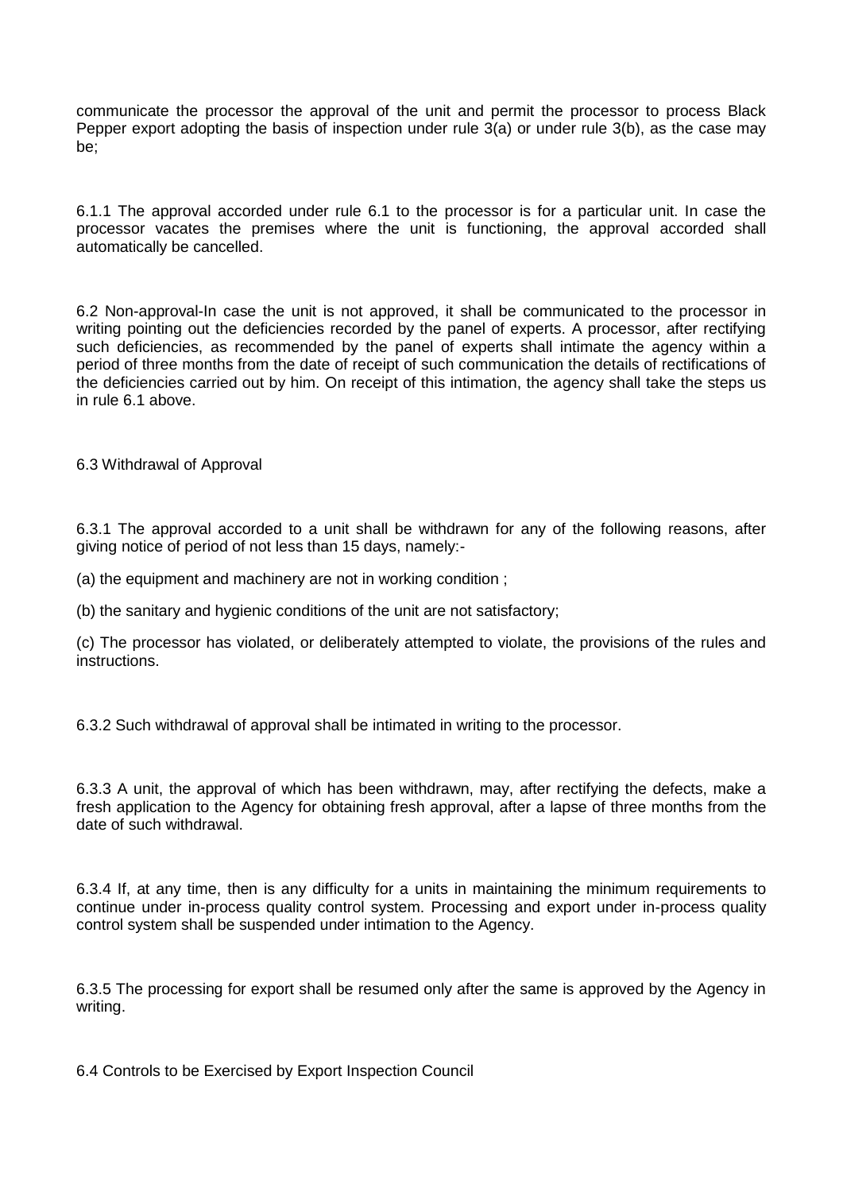communicate the processor the approval of the unit and permit the processor to process Black Pepper export adopting the basis of inspection under rule 3(a) or under rule 3(b), as the case may be;

6.1.1 The approval accorded under rule 6.1 to the processor is for a particular unit. In case the processor vacates the premises where the unit is functioning, the approval accorded shall automatically be cancelled.

6.2 Non-approval-In case the unit is not approved, it shall be communicated to the processor in writing pointing out the deficiencies recorded by the panel of experts. A processor, after rectifying such deficiencies, as recommended by the panel of experts shall intimate the agency within a period of three months from the date of receipt of such communication the details of rectifications of the deficiencies carried out by him. On receipt of this intimation, the agency shall take the steps us in rule 6.1 above.

6.3 Withdrawal of Approval

6.3.1 The approval accorded to a unit shall be withdrawn for any of the following reasons, after giving notice of period of not less than 15 days, namely:-

(a) the equipment and machinery are not in working condition ;

(b) the sanitary and hygienic conditions of the unit are not satisfactory;

(c) The processor has violated, or deliberately attempted to violate, the provisions of the rules and instructions.

6.3.2 Such withdrawal of approval shall be intimated in writing to the processor.

6.3.3 A unit, the approval of which has been withdrawn, may, after rectifying the defects, make a fresh application to the Agency for obtaining fresh approval, after a lapse of three months from the date of such withdrawal.

6.3.4 If, at any time, then is any difficulty for a units in maintaining the minimum requirements to continue under in-process quality control system. Processing and export under in-process quality control system shall be suspended under intimation to the Agency.

6.3.5 The processing for export shall be resumed only after the same is approved by the Agency in writing.

6.4 Controls to be Exercised by Export Inspection Council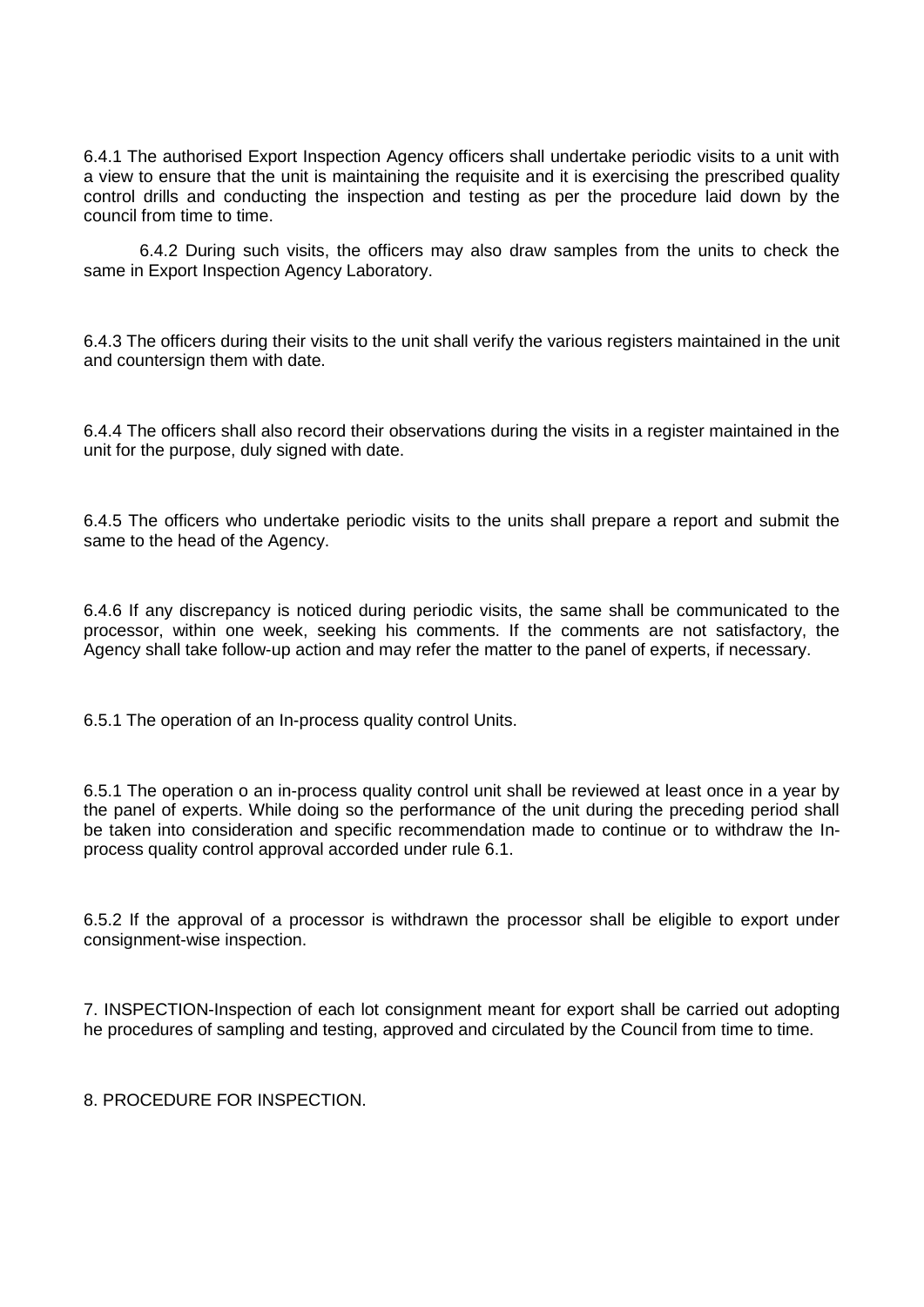6.4.1 The authorised Export Inspection Agency officers shall undertake periodic visits to a unit with a view to ensure that the unit is maintaining the requisite and it is exercising the prescribed quality control drills and conducting the inspection and testing as per the procedure laid down by the council from time to time.

6.4.2 During such visits, the officers may also draw samples from the units to check the same in Export Inspection Agency Laboratory.

6.4.3 The officers during their visits to the unit shall verify the various registers maintained in the unit and countersign them with date.

6.4.4 The officers shall also record their observations during the visits in a register maintained in the unit for the purpose, duly signed with date.

6.4.5 The officers who undertake periodic visits to the units shall prepare a report and submit the same to the head of the Agency.

6.4.6 If any discrepancy is noticed during periodic visits, the same shall be communicated to the processor, within one week, seeking his comments. If the comments are not satisfactory, the Agency shall take follow-up action and may refer the matter to the panel of experts, if necessary.

6.5.1 The operation of an In-process quality control Units.

6.5.1 The operation o an in-process quality control unit shall be reviewed at least once in a year by the panel of experts. While doing so the performance of the unit during the preceding period shall be taken into consideration and specific recommendation made to continue or to withdraw the In-process quality control approval accorded under rule 6.1.

6.5.2 If the approval of a processor is withdrawn the processor shall be eligible to export under consignment-wise inspection.

7. INSPECTION-Inspection of each lot consignment meant for export shall be carried out adopting he procedures of sampling and testing, approved and circulated by the Council from time to time.

8. PROCEDURE FOR INSPECTION.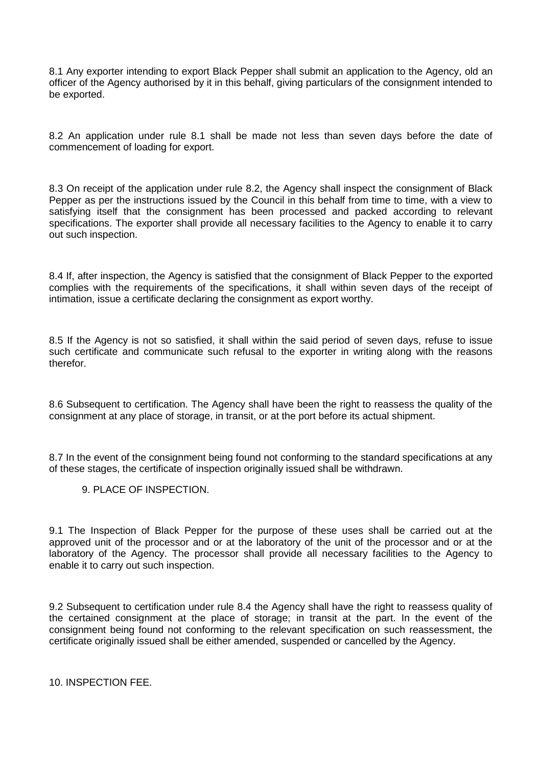8.1 Any exporter intending to export Black Pepper shall submit an application to the Agency, old an officer of the Agency authorised by it in this behalf, giving particulars of the consignment intended to be exported.

8.2 An application under rule 8.1 shall be made not less than seven days before the date of commencement of loading for export.

8.3 On receipt of the application under rule 8.2, the Agency shall inspect the consignment of Black Pepper as per the instructions issued by the Council in this behalf from time to time, with a view to satisfying itself that the consignment has been processed and packed according to relevant specifications. The exporter shall provide all necessary facilities to the Agency to enable it to carry out such inspection.

8.4 If, after inspection, the Agency is satisfied that the consignment of Black Pepper to the exported complies with the requirements of the specifications, it shall within seven days of the receipt of intimation, issue a certificate declaring the consignment as export worthy.

8.5 If the Agency is not so satisfied, it shall within the said period of seven days, refuse to issue such certificate and communicate such refusal to the exporter in writing along with the reasons therefor.

8.6 Subsequent to certification. The Agency shall have been the right to reassess the quality of the consignment at any place of storage, in transit, or at the port before its actual shipment.

8.7 In the event of the consignment being found not conforming to the standard specifications at any of these stages, the certificate of inspection originally issued shall be withdrawn.

## 9. PLACE OF INSPECTION.

9.1 The Inspection of Black Pepper for the purpose of these uses shall be carried out at the approved unit of the processor and or at the laboratory of the unit of the processor and or at the laboratory of the Agency. The processor shall provide all necessary facilities to the Agency to enable it to carry out such inspection.

9.2 Subsequent to certification under rule 8.4 the Agency shall have the right to reassess quality of the certained consignment at the place of storage; in transit at the part. In the event of the consignment being found not conforming to the relevant specification on such reassessment, the certificate originally issued shall be either amended, suspended or cancelled by the Agency.

## 10. INSPECTION FEE.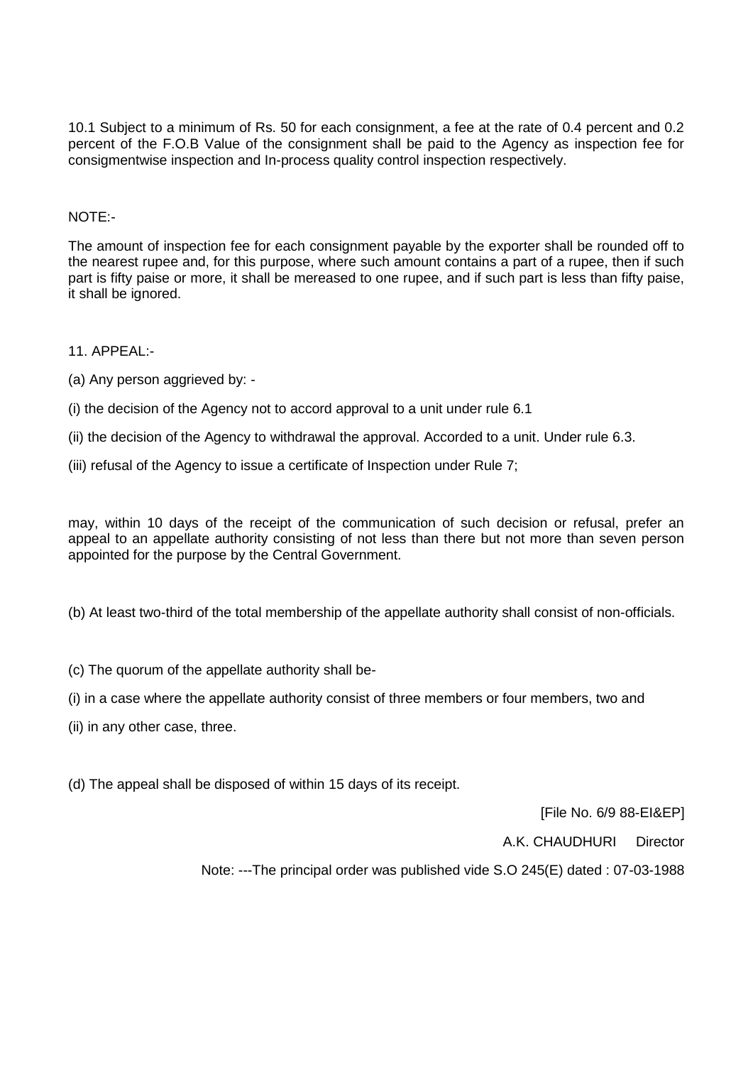10.1 Subject to a minimum of Rs. 50 for each consignment, a fee at the rate of 0.4 percent and 0.2 percent of the F.O.B Value of the consignment shall be paid to the Agency as inspection fee for consigmentwise inspection and In-process quality control inspection respectively.

NOTE:-

The amount of inspection fee for each consignment payable by the exporter shall be rounded off to the nearest rupee and, for this purpose, where such amount contains a part of a rupee, then if such part is fifty paise or more, it shall be mereased to one rupee, and if such part is less than fifty paise, it shall be ignored.

11. APPEAL:-

(a) Any person aggrieved by: -

(i) the decision of the Agency not to accord approval to a unit under rule 6.1

(ii) the decision of the Agency to withdrawal the approval. Accorded to a unit. Under rule 6.3.

(iii) refusal of the Agency to issue a certificate of Inspection under Rule 7;

may, within 10 days of the receipt of the communication of such decision or refusal, prefer an appeal to an appellate authority consisting of not less than there but not more than seven person appointed for the purpose by the Central Government.

(b) At least two-third of the total membership of the appellate authority shall consist of non-officials.

(c) The quorum of the appellate authority shall be-

(i) in a case where the appellate authority consist of three members or four members, two and

(ii) in any other case, three.

(d) The appeal shall be disposed of within 15 days of its receipt.

[File No. 6/9 88-EI&EP]

A.K. CHAUDHURI Director

Note: ---The principal order was published vide S.O 245(E) dated : 07-03-1988